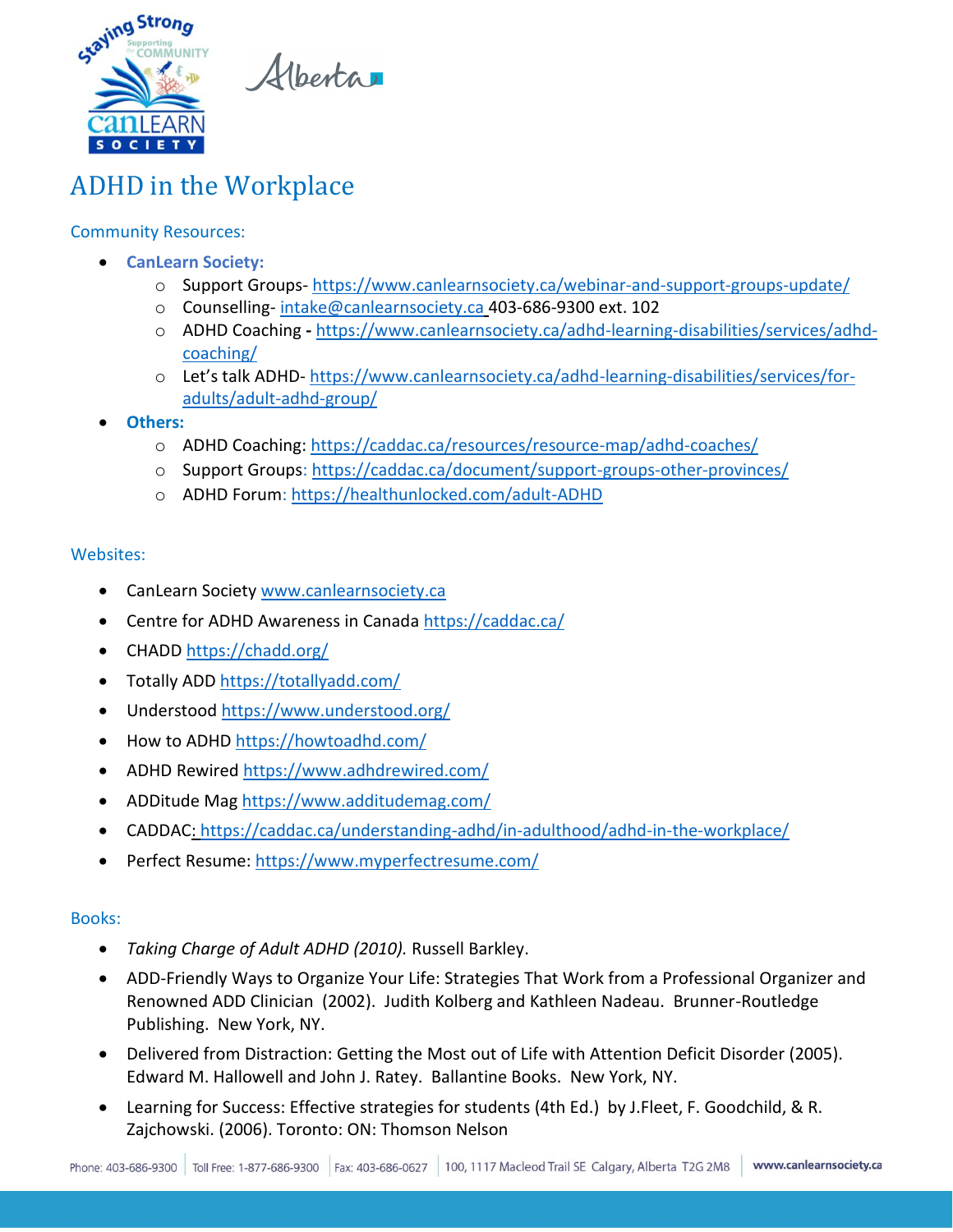# ADHD in the Workplace

## Community Resources:

- **CanLearn Society:**
  - Support Groups- https://www.canlearnsociety.ca/webinar-and-support-groups-update/
  - Counselling- intake@canlearnsociety.ca 403-686-9300 ext. 102
  - ADHD Coaching **-** https://www.canlearnsociety.ca/adhd-learning-disabilities/services/adhd-coaching/
  - Let's talk ADHD- https://www.canlearnsociety.ca/adhd-learning-disabilities/services/for-adults/adult-adhd-group/
- **Others:**
  - ADHD Coaching: https://caddac.ca/resources/resource-map/adhd-coaches/
  - Support Groups: https://caddac.ca/document/support-groups-other-provinces/
  - ADHD Forum: https://healthunlocked.com/adult-ADHD

## Websites:

- CanLearn Society www.canlearnsociety.ca
- Centre for ADHD Awareness in Canada https://caddac.ca/
- CHADD https://chadd.org/
- Totally ADD https://totallyadd.com/
- Understood https://www.understood.org/
- How to ADHD https://howtoadhd.com/
- ADHD Rewired https://www.adhdrewired.com/
- ADDitude Mag https://www.additudemag.com/
- CADDAC: https://caddac.ca/understanding-adhd/in-adulthood/adhd-in-the-workplace/
- Perfect Resume: https://www.myperfectresume.com/

## Books:

- *Taking Charge of Adult ADHD (2010).* Russell Barkley.
- ADD-Friendly Ways to Organize Your Life: Strategies That Work from a Professional Organizer and Renowned ADD Clinician (2002). Judith Kolberg and Kathleen Nadeau. Brunner-Routledge Publishing. New York, NY.
- Delivered from Distraction: Getting the Most out of Life with Attention Deficit Disorder (2005). Edward M. Hallowell and John J. Ratey. Ballantine Books. New York, NY.
- Learning for Success: Effective strategies for students (4th Ed.) by J.Fleet, F. Goodchild, & R. Zajchowski. (2006). Toronto: ON: Thomson Nelson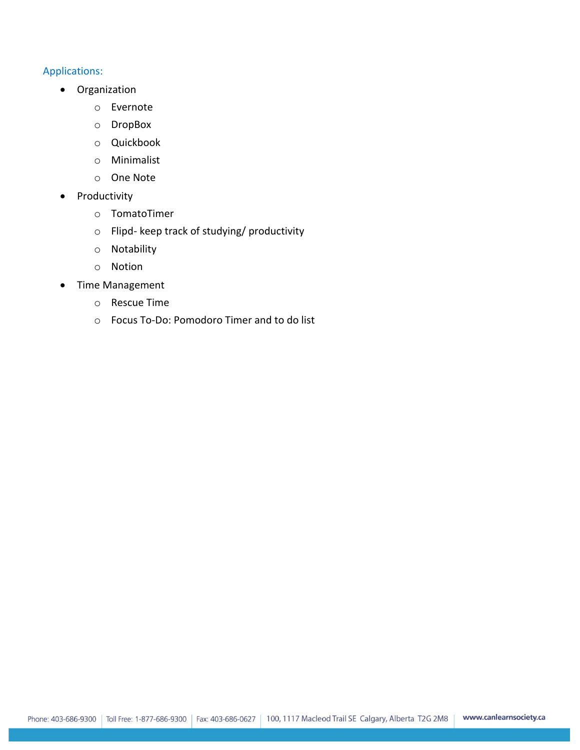## Applications:

- Organization
  - Evernote
  - DropBox
  - Quickbook
  - Minimalist
  - One Note
- Productivity
  - TomatoTimer
  - Flipd- keep track of studying/ productivity
  - Notability
  - Notion
- Time Management
  - Rescue Time
  - Focus To-Do: Pomodoro Timer and to do list